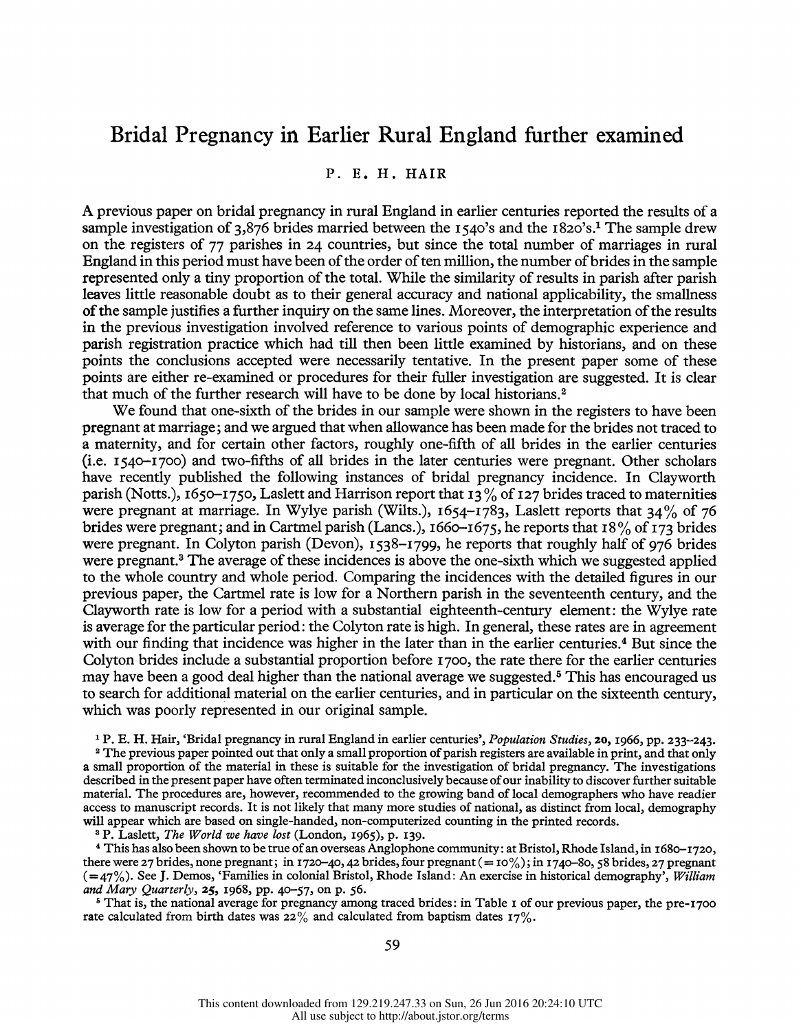# Bridal Pregnancy in Earlier Rural England further examined

P. E. H. HAIR

A previous paper on bridal pregnancy in rural England in earlier centuries reported the results of a sample investigation of 3,876 brides married between the 1540's and the 1820's.[1] The sample drew on the registers of 77 parishes in 24 countries, but since the total number of marriages in rural England in this period must have been of the order of ten million, the number of brides in the sample represented only a tiny proportion of the total. While the similarity of results in parish after parish leaves little reasonable doubt as to their general accuracy and national applicability, the smallness of the sample justifies a further inquiry on the same lines. Moreover, the interpretation of the results in the previous investigation involved reference to various points of demographic experience and parish registration practice which had till then been little examined by historians, and on these points the conclusions accepted were necessarily tentative. In the present paper some of these points are either re-examined or procedures for their fuller investigation are suggested. It is clear that much of the further research will have to be done by local historians.[2]

We found that one-sixth of the brides in our sample were shown in the registers to have been pregnant at marriage; and we argued that when allowance has been made for the brides not traced to a maternity, and for certain other factors, roughly one-fifth of all brides in the earlier centuries (i.e. 1540–1700) and two-fifths of all brides in the later centuries were pregnant. Other scholars have recently published the following instances of bridal pregnancy incidence. In Clayworth parish (Notts.), 1650–1750, Laslett and Harrison report that 13% of 127 brides traced to maternities were pregnant at marriage. In Wylye parish (Wilts.), 1654–1783, Laslett reports that 34% of 76 brides were pregnant; and in Cartmel parish (Lancs.), 1660–1675, he reports that 18% of 173 brides were pregnant. In Colyton parish (Devon), 1538–1799, he reports that roughly half of 976 brides were pregnant.[3] The average of these incidences is above the one-sixth which we suggested applied to the whole country and whole period. Comparing the incidences with the detailed figures in our previous paper, the Cartmel rate is low for a Northern parish in the seventeenth century, and the Clayworth rate is low for a period with a substantial eighteenth-century element: the Wylye rate is average for the particular period: the Colyton rate is high. In general, these rates are in agreement with our finding that incidence was higher in the later than in the earlier centuries.[4] But since the Colyton brides include a substantial proportion before 1700, the rate there for the earlier centuries may have been a good deal higher than the national average we suggested.[5] This has encouraged us to search for additional material on the earlier centuries, and in particular on the sixteenth century, which was poorly represented in our original sample.

[1] P. E. H. Hair, 'Bridal pregnancy in rural England in earlier centuries', *Population Studies*, **20**, 1966, pp. 233–243.

[2] The previous paper pointed out that only a small proportion of parish registers are available in print, and that only a small proportion of the material in these is suitable for the investigation of bridal pregnancy. The investigations described in the present paper have often terminated inconclusively because of our inability to discover further suitable material. The procedures are, however, recommended to the growing band of local demographers who have readier access to manuscript records. It is not likely that many more studies of national, as distinct from local, demography will appear which are based on single-handed, non-computerized counting in the printed records.

[3] P. Laslett, *The World we have lost* (London, 1965), p. 139.

[4] This has also been shown to be true of an overseas Anglophone community: at Bristol, Rhode Island, in 1680–1720, there were 27 brides, none pregnant; in 1720–40, 42 brides, four pregnant (= 10%); in 1740–80, 58 brides, 27 pregnant (=47%). See J. Demos, 'Families in colonial Bristol, Rhode Island: An exercise in historical demography', *William and Mary Quarterly*, **25**, 1968, pp. 40–57, on p. 56.

[5] That is, the national average for pregnancy among traced brides: in Table 1 of our previous paper, the pre-1700 rate calculated from birth dates was 22% and calculated from baptism dates 17%.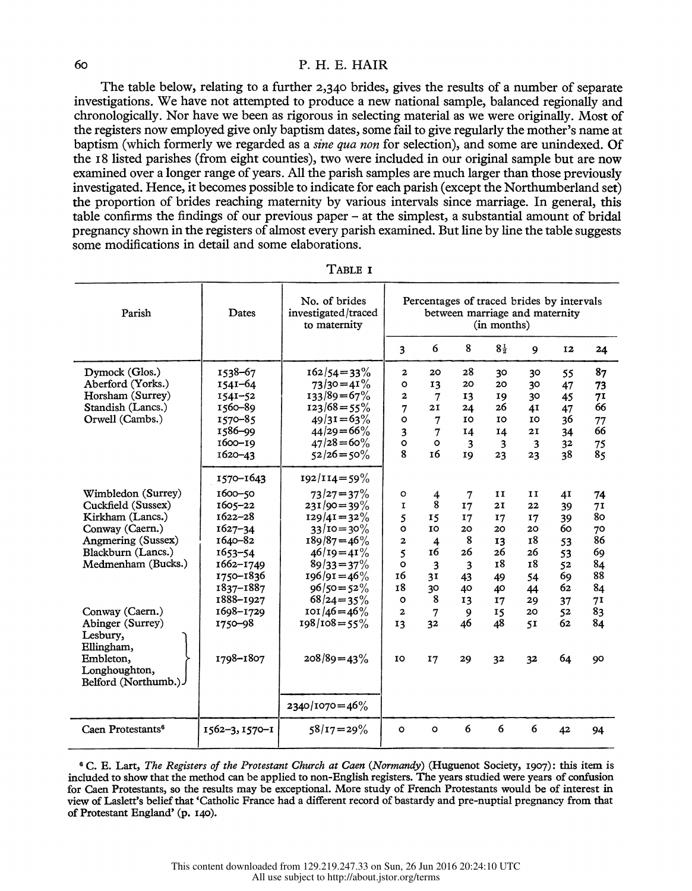The table below, relating to a further 2,340 brides, gives the results of a number of separate investigations. We have not attempted to produce a new national sample, balanced regionally and chronologically. Nor have we been as rigorous in selecting material as we were originally. Most of the registers now employed give only baptism dates, some fail to give regularly the mother's name at baptism (which formerly we regarded as a *sine qua non* for selection), and some are unindexed. Of the 18 listed parishes (from eight counties), two were included in our original sample but are now examined over a longer range of years. All the parish samples are much larger than those previously investigated. Hence, it becomes possible to indicate for each parish (except the Northumberland set) the proportion of brides reaching maternity by various intervals since marriage. In general, this table confirms the findings of our previous paper – at the simplest, a substantial amount of bridal pregnancy shown in the registers of almost every parish examined. But line by line the table suggests some modifications in detail and some elaborations.

TABLE I

| Parish | Dates | No. of brides investigated/traced to maternity | Percentages of traced brides by intervals between marriage and maternity (in months) | | | | | | |
|---|---|---|---|---|---|---|---|---|---|
| | | | 3 | 6 | 8 | 8½ | 9 | 12 | 24 |
| Dymock (Glos.) | 1538–67 | 162/54=33% | 2 | 20 | 28 | 30 | 30 | 55 | 87 |
| Aberford (Yorks.) | 1541–64 | 73/30=41% | 0 | 13 | 20 | 20 | 30 | 47 | 73 |
| Horsham (Surrey) | 1541–52 | 133/89=67% | 2 | 7 | 13 | 19 | 30 | 45 | 71 |
| Standish (Lancs.) | 1560–89 | 123/68=55% | 7 | 21 | 24 | 26 | 41 | 47 | 66 |
| Orwell (Cambs.) | 1570–85 | 49/31=63% | 0 | 7 | 10 | 10 | 10 | 36 | 77 |
| | 1586–99 | 44/29=66% | 3 | 7 | 14 | 14 | 21 | 34 | 66 |
| | 1600–19 | 47/28=60% | 0 | 0 | 3 | 3 | 3 | 32 | 75 |
| | 1620–43 | 52/26=50% | 8 | 16 | 19 | 23 | 23 | 38 | 85 |
| | 1570–1643 | 192/114=59% | | | | | | | |
| Wimbledon (Surrey) | 1600–50 | 73/27=37% | 0 | 4 | 7 | 11 | 11 | 41 | 74 |
| Cuckfield (Sussex) | 1605–22 | 231/90=39% | 1 | 8 | 17 | 21 | 22 | 39 | 71 |
| Kirkham (Lancs.) | 1622–28 | 129/41=32% | 5 | 15 | 17 | 17 | 17 | 39 | 80 |
| Conway (Caern.) | 1627–34 | 33/10=30% | 0 | 10 | 20 | 20 | 20 | 60 | 70 |
| Angmering (Sussex) | 1640–82 | 189/87=46% | 2 | 4 | 8 | 13 | 18 | 53 | 86 |
| Blackburn (Lancs.) | 1653–54 | 46/19=41% | 5 | 16 | 26 | 26 | 26 | 53 | 69 |
| Medmenham (Bucks.) | 1662–1749 | 89/33=37% | 0 | 3 | 3 | 18 | 18 | 52 | 84 |
| | 1750–1836 | 196/91=46% | 16 | 31 | 43 | 49 | 54 | 69 | 88 |
| | 1837–1887 | 96/50=52% | 18 | 30 | 40 | 40 | 44 | 62 | 84 |
| | 1888–1927 | 68/24=35% | 0 | 8 | 13 | 17 | 29 | 37 | 71 |
| Conway (Caern.) | 1698–1729 | 101/46=46% | 2 | 7 | 9 | 15 | 20 | 52 | 83 |
| Abinger (Surrey) | 1750–98 | 198/108=55% | 13 | 32 | 46 | 48 | 51 | 62 | 84 |
| Lesbury, Ellingham, Embleton, Longhoughton, Belford (Northumb.) | 1798–1807 | 208/89=43% | 10 | 17 | 29 | 32 | 32 | 64 | 90 |
| | | 2340/1070=46% | | | | | | | |
| Caen Protestants[6] | 1562–3, 1570–1 | 58/17=29% | 0 | 0 | 6 | 6 | 6 | 42 | 94 |

[6] C. E. Lart, *The Registers of the Protestant Church at Caen (Normandy)* (Huguenot Society, 1907): this item is included to show that the method can be applied to non-English registers. The years studied were years of confusion for Caen Protestants, so the results may be exceptional. More study of French Protestants would be of interest in view of Laslett's belief that 'Catholic France had a different record of bastardy and pre-nuptial pregnancy from that of Protestant England' (p. 140).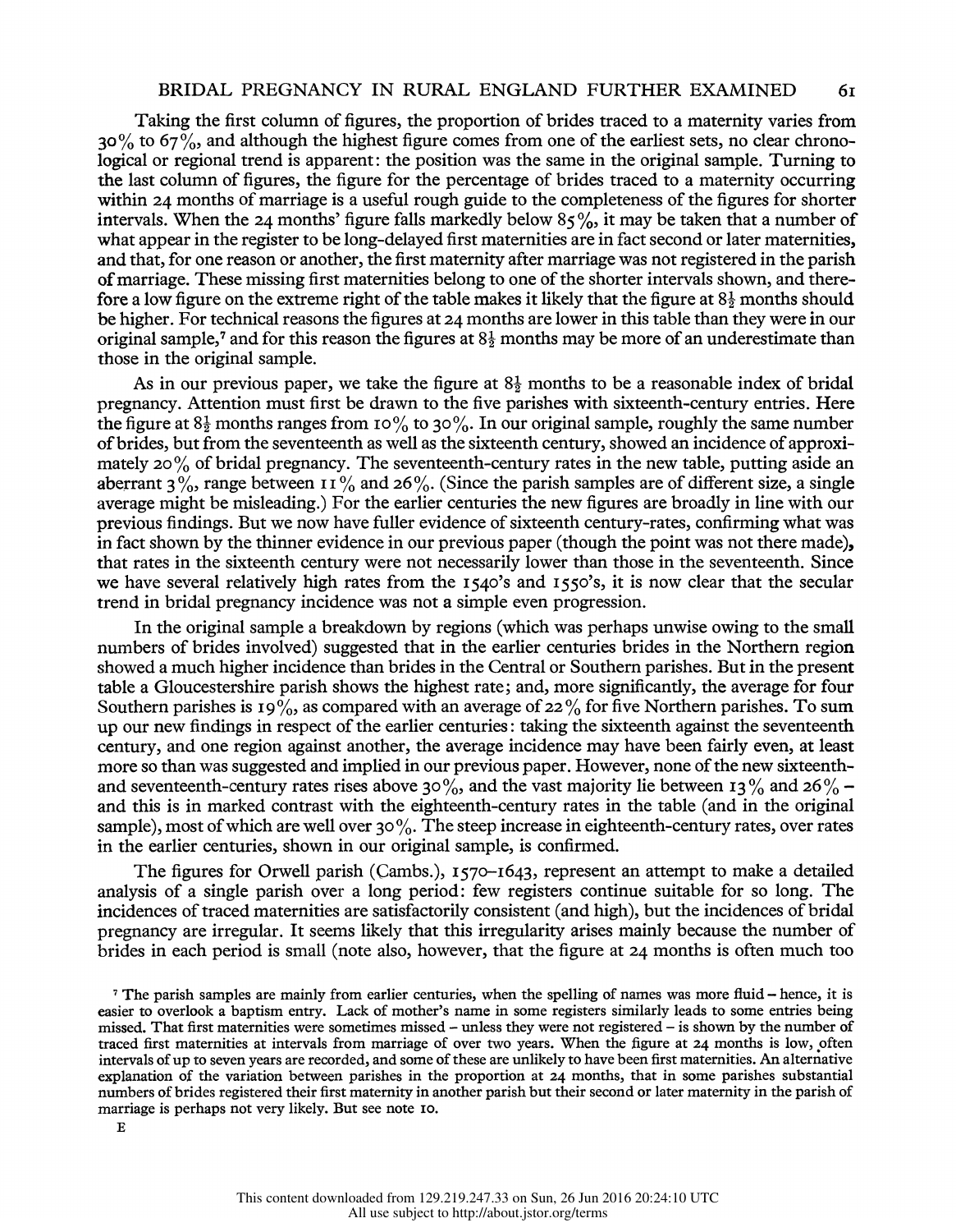Taking the first column of figures, the proportion of brides traced to a maternity varies from 30% to 67%, and although the highest figure comes from one of the earliest sets, no clear chronological or regional trend is apparent: the position was the same in the original sample. Turning to the last column of figures, the figure for the percentage of brides traced to a maternity occurring within 24 months of marriage is a useful rough guide to the completeness of the figures for shorter intervals. When the 24 months' figure falls markedly below 85%, it may be taken that a number of what appear in the register to be long-delayed first maternities are in fact second or later maternities, and that, for one reason or another, the first maternity after marriage was not registered in the parish of marriage. These missing first maternities belong to one of the shorter intervals shown, and therefore a low figure on the extreme right of the table makes it likely that the figure at 8½ months should be higher. For technical reasons the figures at 24 months are lower in this table than they were in our original sample,[7] and for this reason the figures at 8½ months may be more of an underestimate than those in the original sample.

As in our previous paper, we take the figure at 8½ months to be a reasonable index of bridal pregnancy. Attention must first be drawn to the five parishes with sixteenth-century entries. Here the figure at 8½ months ranges from 10% to 30%. In our original sample, roughly the same number of brides, but from the seventeenth as well as the sixteenth century, showed an incidence of approximately 20% of bridal pregnancy. The seventeenth-century rates in the new table, putting aside an aberrant 3%, range between 11% and 26%. (Since the parish samples are of different size, a single average might be misleading.) For the earlier centuries the new figures are broadly in line with our previous findings. But we now have fuller evidence of sixteenth century-rates, confirming what was in fact shown by the thinner evidence in our previous paper (though the point was not there made), that rates in the sixteenth century were not necessarily lower than those in the seventeenth. Since we have several relatively high rates from the 1540's and 1550's, it is now clear that the secular trend in bridal pregnancy incidence was not a simple even progression.

In the original sample a breakdown by regions (which was perhaps unwise owing to the small numbers of brides involved) suggested that in the earlier centuries brides in the Northern region showed a much higher incidence than brides in the Central or Southern parishes. But in the present table a Gloucestershire parish shows the highest rate; and, more significantly, the average for four Southern parishes is 19%, as compared with an average of 22% for five Northern parishes. To sum up our new findings in respect of the earlier centuries: taking the sixteenth against the seventeenth century, and one region against another, the average incidence may have been fairly even, at least more so than was suggested and implied in our previous paper. However, none of the new sixteenth- and seventeenth-century rates rises above 30%, and the vast majority lie between 13% and 26% – and this is in marked contrast with the eighteenth-century rates in the table (and in the original sample), most of which are well over 30%. The steep increase in eighteenth-century rates, over rates in the earlier centuries, shown in our original sample, is confirmed.

The figures for Orwell parish (Cambs.), 1570–1643, represent an attempt to make a detailed analysis of a single parish over a long period: few registers continue suitable for so long. The incidences of traced maternities are satisfactorily consistent (and high), but the incidences of bridal pregnancy are irregular. It seems likely that this irregularity arises mainly because the number of brides in each period is small (note also, however, that the figure at 24 months is often much too

[7] The parish samples are mainly from earlier centuries, when the spelling of names was more fluid – hence, it is easier to overlook a baptism entry. Lack of mother's name in some registers similarly leads to some entries being missed. That first maternities were sometimes missed – unless they were not registered – is shown by the number of traced first maternities at intervals from marriage of over two years. When the figure at 24 months is low, often intervals of up to seven years are recorded, and some of these are unlikely to have been first maternities. An alternative explanation of the variation between parishes in the proportion at 24 months, that in some parishes substantial numbers of brides registered their first maternity in another parish but their second or later maternity in the parish of marriage is perhaps not very likely. But see note 10.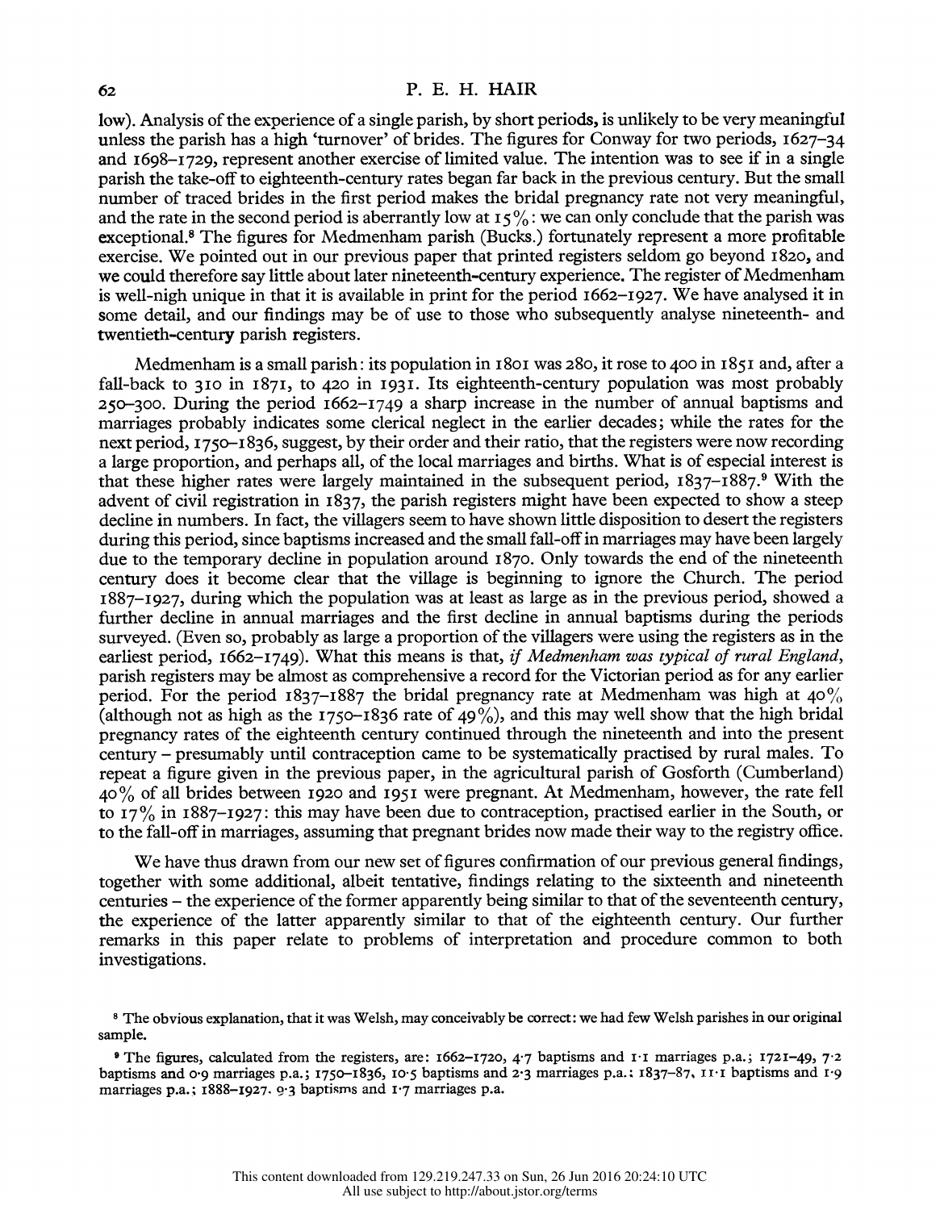low). Analysis of the experience of a single parish, by short periods, is unlikely to be very meaningful unless the parish has a high 'turnover' of brides. The figures for Conway for two periods, 1627–34 and 1698–1729, represent another exercise of limited value. The intention was to see if in a single parish the take-off to eighteenth-century rates began far back in the previous century. But the small number of traced brides in the first period makes the bridal pregnancy rate not very meaningful, and the rate in the second period is aberrantly low at 15%: we can only conclude that the parish was exceptional.[8] The figures for Medmenham parish (Bucks.) fortunately represent a more profitable exercise. We pointed out in our previous paper that printed registers seldom go beyond 1820, and we could therefore say little about later nineteenth-century experience. The register of Medmenham is well-nigh unique in that it is available in print for the period 1662–1927. We have analysed it in some detail, and our findings may be of use to those who subsequently analyse nineteenth- and twentieth-century parish registers.

Medmenham is a small parish: its population in 1801 was 280, it rose to 400 in 1851 and, after a fall-back to 310 in 1871, to 420 in 1931. Its eighteenth-century population was most probably 250–300. During the period 1662–1749 a sharp increase in the number of annual baptisms and marriages probably indicates some clerical neglect in the earlier decades; while the rates for the next period, 1750–1836, suggest, by their order and their ratio, that the registers were now recording a large proportion, and perhaps all, of the local marriages and births. What is of especial interest is that these higher rates were largely maintained in the subsequent period, 1837–1887.[9] With the advent of civil registration in 1837, the parish registers might have been expected to show a steep decline in numbers. In fact, the villagers seem to have shown little disposition to desert the registers during this period, since baptisms increased and the small fall-off in marriages may have been largely due to the temporary decline in population around 1870. Only towards the end of the nineteenth century does it become clear that the village is beginning to ignore the Church. The period 1887–1927, during which the population was at least as large as in the previous period, showed a further decline in annual marriages and the first decline in annual baptisms during the periods surveyed. (Even so, probably as large a proportion of the villagers were using the registers as in the earliest period, 1662–1749). What this means is that, *if Medmenham was typical of rural England*, parish registers may be almost as comprehensive a record for the Victorian period as for any earlier period. For the period 1837–1887 the bridal pregnancy rate at Medmenham was high at 40% (although not as high as the 1750–1836 rate of 49%), and this may well show that the high bridal pregnancy rates of the eighteenth century continued through the nineteenth and into the present century – presumably until contraception came to be systematically practised by rural males. To repeat a figure given in the previous paper, in the agricultural parish of Gosforth (Cumberland) 40% of all brides between 1920 and 1951 were pregnant. At Medmenham, however, the rate fell to 17% in 1887–1927: this may have been due to contraception, practised earlier in the South, or to the fall-off in marriages, assuming that pregnant brides now made their way to the registry office.

We have thus drawn from our new set of figures confirmation of our previous general findings, together with some additional, albeit tentative, findings relating to the sixteenth and nineteenth centuries – the experience of the former apparently being similar to that of the seventeenth century, the experience of the latter apparently similar to that of the eighteenth century. Our further remarks in this paper relate to problems of interpretation and procedure common to both investigations.

[8] The obvious explanation, that it was Welsh, may conceivably be correct: we had few Welsh parishes in our original sample.

[9] The figures, calculated from the registers, are: 1662–1720, 4·7 baptisms and 1·1 marriages p.a.; 1721–49, 7·2 baptisms and 0·9 marriages p.a.; 1750–1836, 10·5 baptisms and 2·3 marriages p.a.; 1837–87, 11·1 baptisms and 1·9 marriages p.a.; 1888–1927, 9·3 baptisms and 1·7 marriages p.a.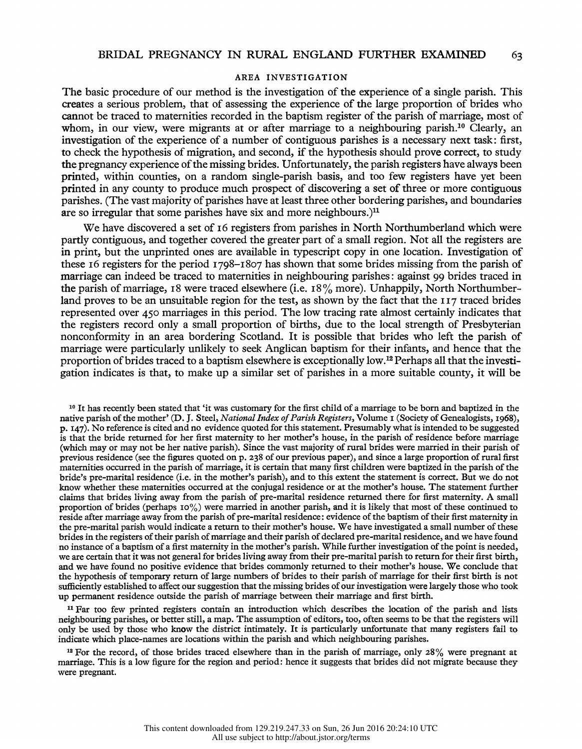## AREA INVESTIGATION

The basic procedure of our method is the investigation of the experience of a single parish. This creates a serious problem, that of assessing the experience of the large proportion of brides who cannot be traced to maternities recorded in the baptism register of the parish of marriage, most of whom, in our view, were migrants at or after marriage to a neighbouring parish.[10] Clearly, an investigation of the experience of a number of contiguous parishes is a necessary next task: first, to check the hypothesis of migration, and second, if the hypothesis should prove correct, to study the pregnancy experience of the missing brides. Unfortunately, the parish registers have always been printed, within counties, on a random single-parish basis, and too few registers have yet been printed in any county to produce much prospect of discovering a set of three or more contiguous parishes. (The vast majority of parishes have at least three other bordering parishes, and boundaries are so irregular that some parishes have six and more neighbours.)[11]

We have discovered a set of 16 registers from parishes in North Northumberland which were partly contiguous, and together covered the greater part of a small region. Not all the registers are in print, but the unprinted ones are available in typescript copy in one location. Investigation of these 16 registers for the period 1798–1807 has shown that some brides missing from the parish of marriage can indeed be traced to maternities in neighbouring parishes: against 99 brides traced in the parish of marriage, 18 were traced elsewhere (i.e. 18% more). Unhappily, North Northumberland proves to be an unsuitable region for the test, as shown by the fact that the 117 traced brides represented over 450 marriages in this period. The low tracing rate almost certainly indicates that the registers record only a small proportion of births, due to the local strength of Presbyterian nonconformity in an area bordering Scotland. It is possible that brides who left the parish of marriage were particularly unlikely to seek Anglican baptism for their infants, and hence that the proportion of brides traced to a baptism elsewhere is exceptionally low.[12] Perhaps all that the investigation indicates is that, to make up a similar set of parishes in a more suitable county, it will be

[10] It has recently been stated that 'it was customary for the first child of a marriage to be born and baptized in the native parish of the mother' (D. J. Steel, *National Index of Parish Registers*, Volume 1 (Society of Genealogists, 1968), p. 147). No reference is cited and no evidence quoted for this statement. Presumably what is intended to be suggested is that the bride returned for her first maternity to her mother's house, in the parish of residence before marriage (which may or may not be her native parish). Since the vast majority of rural brides were married in their parish of previous residence (see the figures quoted on p. 238 of our previous paper), and since a large proportion of rural first maternities occurred in the parish of marriage, it is certain that many first children were baptized in the parish of the bride's pre-marital residence (i.e. in the mother's parish), and to this extent the statement is correct. But we do not know whether these maternities occurred at the conjugal residence or at the mother's house. The statement further claims that brides living away from the parish of pre-marital residence returned there for first maternity. A small proportion of brides (perhaps 10%) were married in another parish, and it is likely that most of these continued to reside after marriage away from the parish of pre-marital residence: evidence of the baptism of their first maternity in the pre-marital parish would indicate a return to their mother's house. We have investigated a small number of these brides in the registers of their parish of marriage and their parish of declared pre-marital residence, and we have found no instance of a baptism of a first maternity in the mother's parish. While further investigation of the point is needed, we are certain that it was not general for brides living away from their pre-marital parish to return for their first birth, and we have found no positive evidence that brides commonly returned to their mother's house. We conclude that the hypothesis of temporary return of large numbers of brides to their parish of marriage for their first birth is not sufficiently established to affect our suggestion that the missing brides of our investigation were largely those who took up permanent residence outside the parish of marriage between their marriage and first birth.

[11] Far too few printed registers contain an introduction which describes the location of the parish and lists neighbouring parishes, or better still, a map. The assumption of editors, too, often seems to be that the registers will only be used by those who know the district intimately. It is particularly unfortunate that many registers fail to indicate which place-names are locations within the parish and which neighbouring parishes.

[12] For the record, of those brides traced elsewhere than in the parish of marriage, only 28% were pregnant at marriage. This is a low figure for the region and period: hence it suggests that brides did not migrate because they were pregnant.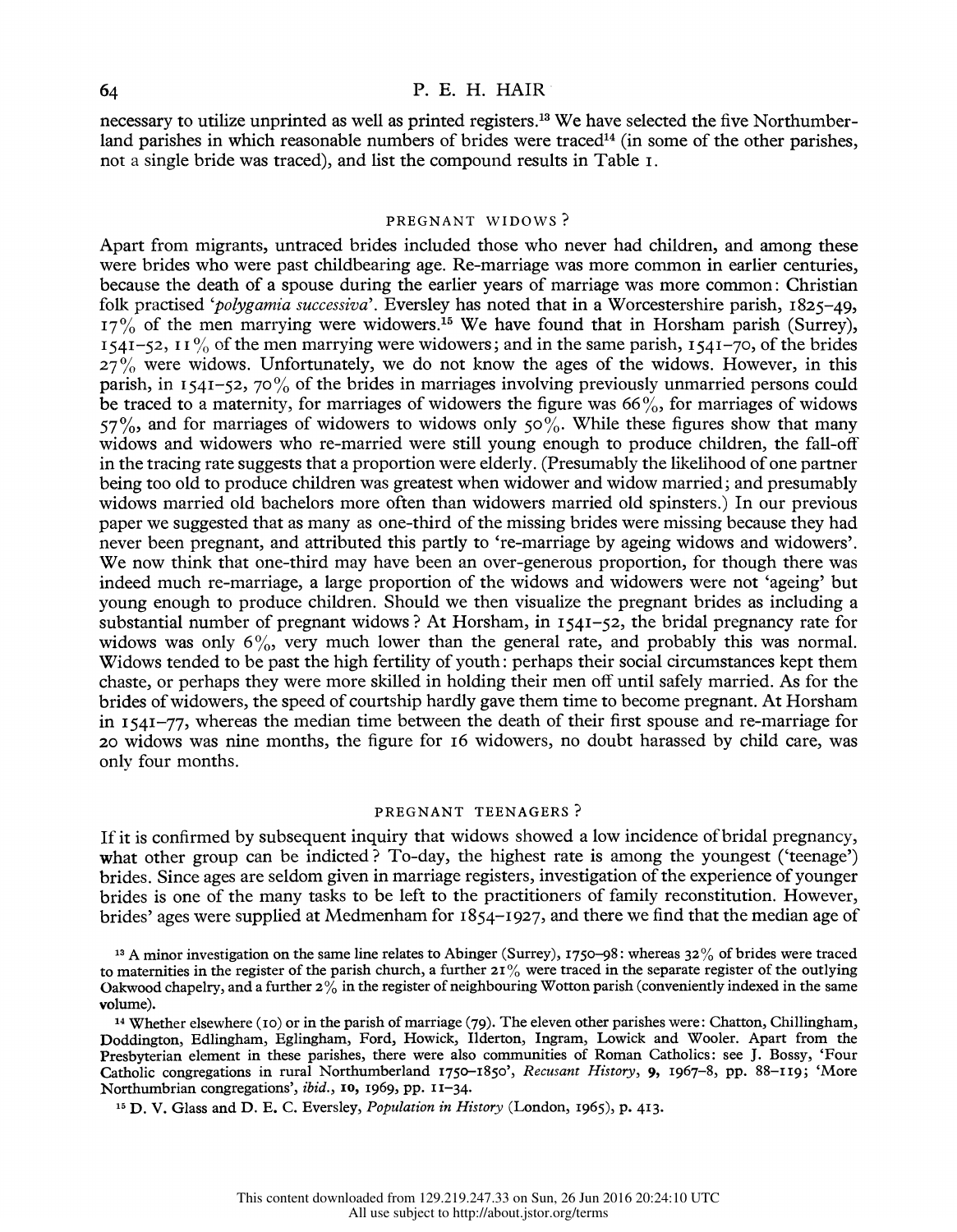necessary to utilize unprinted as well as printed registers.[13] We have selected the five Northumberland parishes in which reasonable numbers of brides were traced[14] (in some of the other parishes, not a single bride was traced), and list the compound results in Table 1.

## PREGNANT WIDOWS?

Apart from migrants, untraced brides included those who never had children, and among these were brides who were past childbearing age. Re-marriage was more common in earlier centuries, because the death of a spouse during the earlier years of marriage was more common: Christian folk practised '*polygamia successiva*'. Eversley has noted that in a Worcestershire parish, 1825–49, 17% of the men marrying were widowers.[15] We have found that in Horsham parish (Surrey), 1541–52, 11% of the men marrying were widowers; and in the same parish, 1541–70, of the brides 27% were widows. Unfortunately, we do not know the ages of the widows. However, in this parish, in 1541–52, 70% of the brides in marriages involving previously unmarried persons could be traced to a maternity, for marriages of widowers the figure was 66%, for marriages of widows 57%, and for marriages of widowers to widows only 50%. While these figures show that many widows and widowers who re-married were still young enough to produce children, the fall-off in the tracing rate suggests that a proportion were elderly. (Presumably the likelihood of one partner being too old to produce children was greatest when widower and widow married; and presumably widows married old bachelors more often than widowers married old spinsters.) In our previous paper we suggested that as many as one-third of the missing brides were missing because they had never been pregnant, and attributed this partly to 're-marriage by ageing widows and widowers'. We now think that one-third may have been an over-generous proportion, for though there was indeed much re-marriage, a large proportion of the widows and widowers were not 'ageing' but young enough to produce children. Should we then visualize the pregnant brides as including a substantial number of pregnant widows? At Horsham, in 1541–52, the bridal pregnancy rate for widows was only 6%, very much lower than the general rate, and probably this was normal. Widows tended to be past the high fertility of youth: perhaps their social circumstances kept them chaste, or perhaps they were more skilled in holding their men off until safely married. As for the brides of widowers, the speed of courtship hardly gave them time to become pregnant. At Horsham in 1541–77, whereas the median time between the death of their first spouse and re-marriage for 20 widows was nine months, the figure for 16 widowers, no doubt harassed by child care, was only four months.

## PREGNANT TEENAGERS?

If it is confirmed by subsequent inquiry that widows showed a low incidence of bridal pregnancy, what other group can be indicted? To-day, the highest rate is among the youngest ('teenage') brides. Since ages are seldom given in marriage registers, investigation of the experience of younger brides is one of the many tasks to be left to the practitioners of family reconstitution. However, brides' ages were supplied at Medmenham for 1854–1927, and there we find that the median age of

---

[13] A minor investigation on the same line relates to Abinger (Surrey), 1750–98: whereas 32% of brides were traced to maternities in the register of the parish church, a further 21% were traced in the separate register of the outlying Oakwood chapelry, and a further 2% in the register of neighbouring Wotton parish (conveniently indexed in the same volume).

[14] Whether elsewhere (10) or in the parish of marriage (79). The eleven other parishes were: Chatton, Chillingham, Doddington, Edlingham, Eglingham, Ford, Howick, Ilderton, Ingram, Lowick and Wooler. Apart from the Presbyterian element in these parishes, there were also communities of Roman Catholics: see J. Bossy, 'Four Catholic congregations in rural Northumberland 1750–1850', *Recusant History*, **9**, 1967–8, pp. 88–119; 'More Northumbrian congregations', *ibid.*, **10**, 1969, pp. 11–34.

[15] D. V. Glass and D. E. C. Eversley, *Population in History* (London, 1965), p. 413.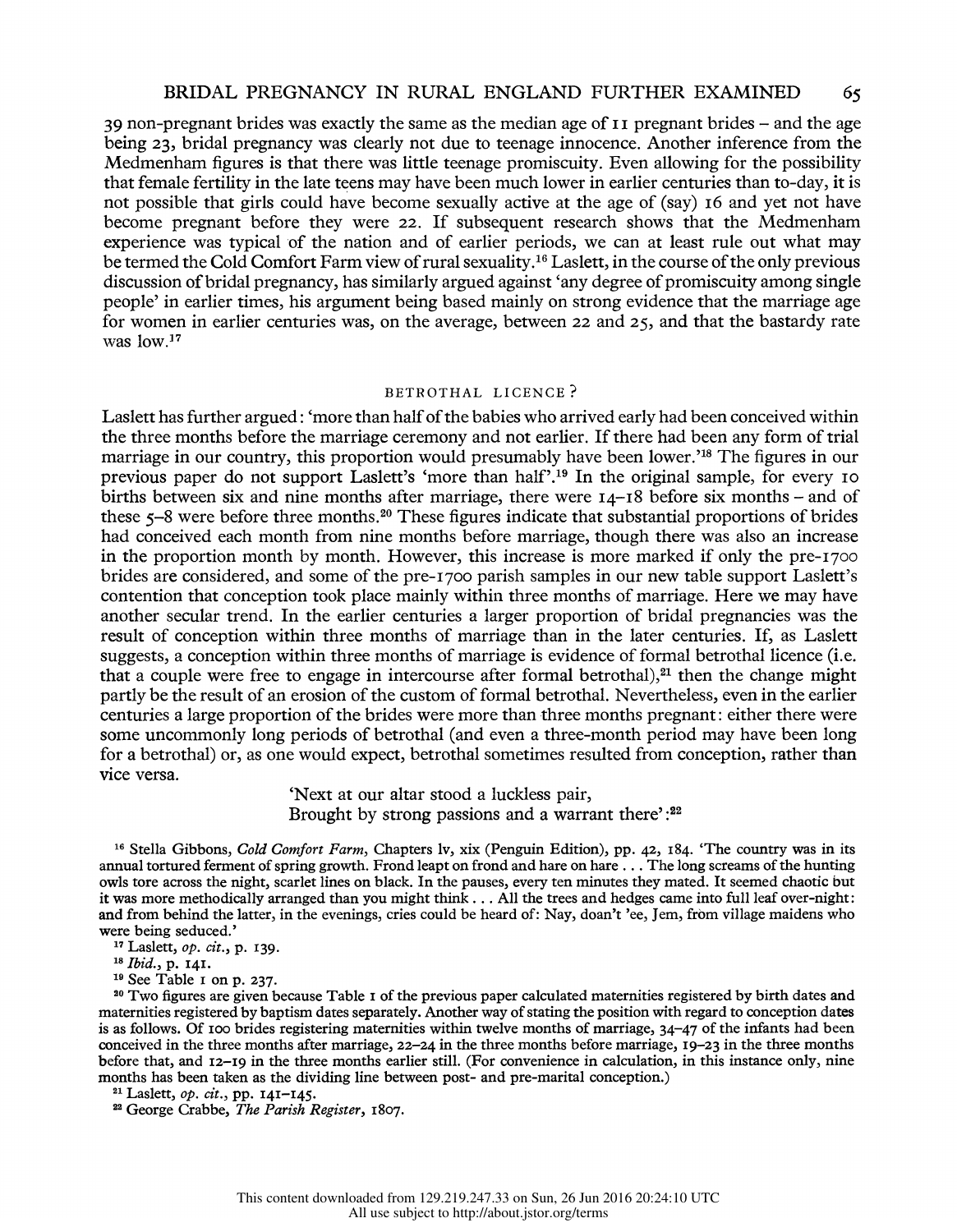39 non-pregnant brides was exactly the same as the median age of 11 pregnant brides – and the age being 23, bridal pregnancy was clearly not due to teenage innocence. Another inference from the Medmenham figures is that there was little teenage promiscuity. Even allowing for the possibility that female fertility in the late teens may have been much lower in earlier centuries than to-day, it is not possible that girls could have become sexually active at the age of (say) 16 and yet not have become pregnant before they were 22. If subsequent research shows that the Medmenham experience was typical of the nation and of earlier periods, we can at least rule out what may be termed the Cold Comfort Farm view of rural sexuality.[16] Laslett, in the course of the only previous discussion of bridal pregnancy, has similarly argued against 'any degree of promiscuity among single people' in earlier times, his argument being based mainly on strong evidence that the marriage age for women in earlier centuries was, on the average, between 22 and 25, and that the bastardy rate was low.[17]

## BETROTHAL LICENCE?

Laslett has further argued: 'more than half of the babies who arrived early had been conceived within the three months before the marriage ceremony and not earlier. If there had been any form of trial marriage in our country, this proportion would presumably have been lower.'[18] The figures in our previous paper do not support Laslett's 'more than half'.[19] In the original sample, for every 10 births between six and nine months after marriage, there were 14–18 before six months – and of these 5–8 were before three months.[20] These figures indicate that substantial proportions of brides had conceived each month from nine months before marriage, though there was also an increase in the proportion month by month. However, this increase is more marked if only the pre-1700 brides are considered, and some of the pre-1700 parish samples in our new table support Laslett's contention that conception took place mainly within three months of marriage. Here we may have another secular trend. In the earlier centuries a larger proportion of bridal pregnancies was the result of conception within three months of marriage than in the later centuries. If, as Laslett suggests, a conception within three months of marriage is evidence of formal betrothal licence (i.e. that a couple were free to engage in intercourse after formal betrothal),[21] then the change might partly be the result of an erosion of the custom of formal betrothal. Nevertheless, even in the earlier centuries a large proportion of the brides were more than three months pregnant: either there were some uncommonly long periods of betrothal (and even a three-month period may have been long for a betrothal) or, as one would expect, betrothal sometimes resulted from conception, rather than vice versa.

> 'Next at our altar stood a luckless pair,
> Brought by strong passions and a warrant there':[22]

[16] Stella Gibbons, *Cold Comfort Farm*, Chapters lv, xix (Penguin Edition), pp. 42, 184. 'The country was in its annual tortured ferment of spring growth. Frond leapt on frond and hare on hare . . . The long screams of the hunting owls tore across the night, scarlet lines on black. In the pauses, every ten minutes they mated. It seemed chaotic but it was more methodically arranged than you might think . . . All the trees and hedges came into full leaf over-night: and from behind the latter, in the evenings, cries could be heard of: Nay, doan't 'ee, Jem, from village maidens who were being seduced.'

[17] Laslett, *op. cit.*, p. 139.

[18] *Ibid.*, p. 141.

[19] See Table 1 on p. 237.

[20] Two figures are given because Table 1 of the previous paper calculated maternities registered by birth dates and maternities registered by baptism dates separately. Another way of stating the position with regard to conception dates is as follows. Of 100 brides registering maternities within twelve months of marriage, 34–47 of the infants had been conceived in the three months after marriage, 22–24 in the three months before marriage, 19–23 in the three months before that, and 12–19 in the three months earlier still. (For convenience in calculation, in this instance only, nine months has been taken as the dividing line between post- and pre-marital conception.)

[21] Laslett, *op. cit.*, pp. 141–145.

[22] George Crabbe, *The Parish Register*, 1807.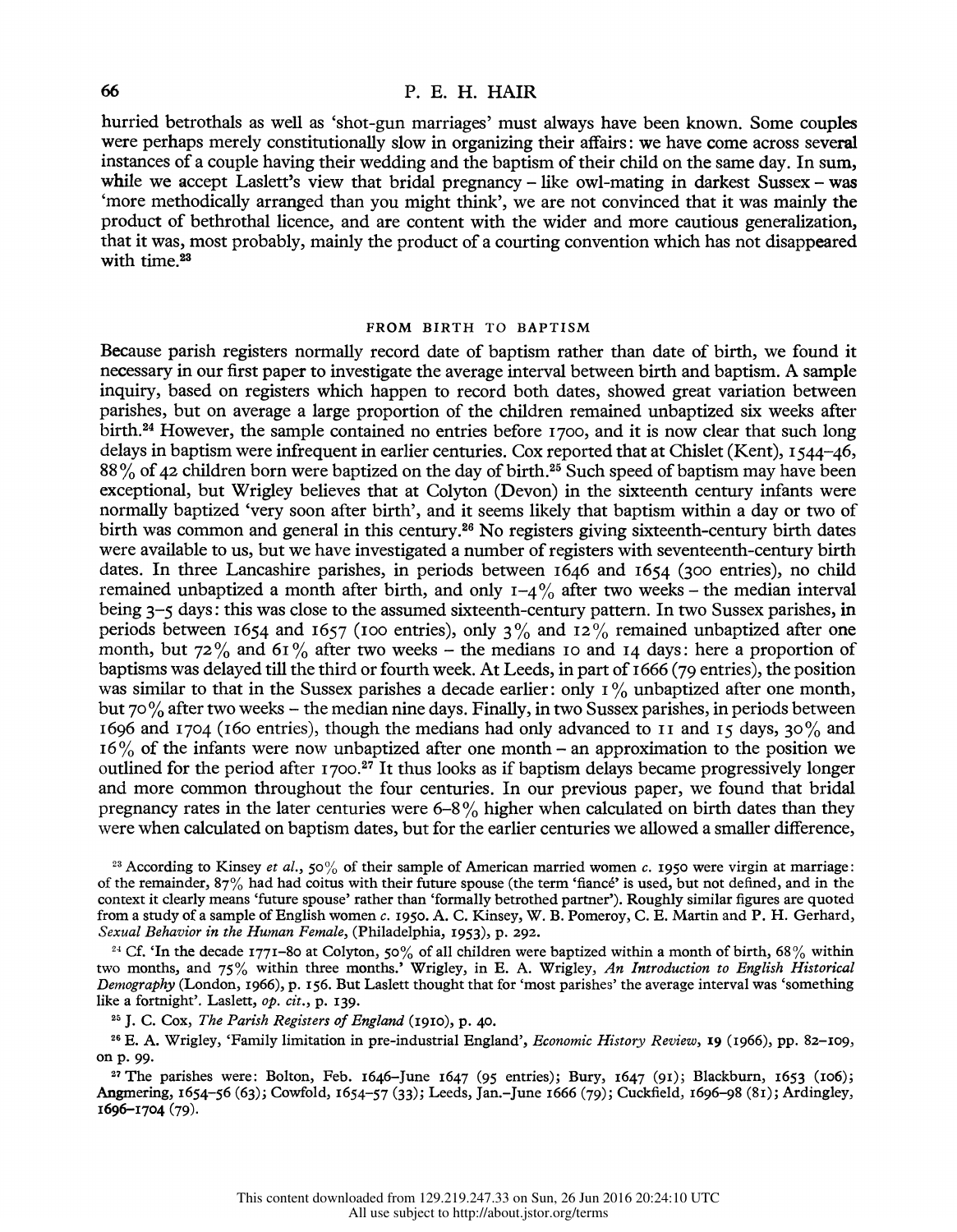hurried betrothals as well as 'shot-gun marriages' must always have been known. Some couples were perhaps merely constitutionally slow in organizing their affairs: we have come across several instances of a couple having their wedding and the baptism of their child on the same day. In sum, while we accept Laslett's view that bridal pregnancy – like owl-mating in darkest Sussex – was 'more methodically arranged than you might think', we are not convinced that it was mainly the product of bethrothal licence, and are content with the wider and more cautious generalization, that it was, most probably, mainly the product of a courting convention which has not disappeared with time.[23]

## FROM BIRTH TO BAPTISM

Because parish registers normally record date of baptism rather than date of birth, we found it necessary in our first paper to investigate the average interval between birth and baptism. A sample inquiry, based on registers which happen to record both dates, showed great variation between parishes, but on average a large proportion of the children remained unbaptized six weeks after birth.[24] However, the sample contained no entries before 1700, and it is now clear that such long delays in baptism were infrequent in earlier centuries. Cox reported that at Chislet (Kent), 1544–46, 88% of 42 children born were baptized on the day of birth.[25] Such speed of baptism may have been exceptional, but Wrigley believes that at Colyton (Devon) in the sixteenth century infants were normally baptized 'very soon after birth', and it seems likely that baptism within a day or two of birth was common and general in this century.[26] No registers giving sixteenth-century birth dates were available to us, but we have investigated a number of registers with seventeenth-century birth dates. In three Lancashire parishes, in periods between 1646 and 1654 (300 entries), no child remained unbaptized a month after birth, and only 1–4% after two weeks – the median interval being 3–5 days: this was close to the assumed sixteenth-century pattern. In two Sussex parishes, in periods between 1654 and 1657 (100 entries), only 3% and 12% remained unbaptized after one month, but 72% and 61% after two weeks – the medians 10 and 14 days: here a proportion of baptisms was delayed till the third or fourth week. At Leeds, in part of 1666 (79 entries), the position was similar to that in the Sussex parishes a decade earlier: only 1% unbaptized after one month, but 70% after two weeks – the median nine days. Finally, in two Sussex parishes, in periods between 1696 and 1704 (160 entries), though the medians had only advanced to 11 and 15 days, 30% and 16% of the infants were now unbaptized after one month – an approximation to the position we outlined for the period after 1700.[27] It thus looks as if baptism delays became progressively longer and more common throughout the four centuries. In our previous paper, we found that bridal pregnancy rates in the later centuries were 6–8% higher when calculated on birth dates than they were when calculated on baptism dates, but for the earlier centuries we allowed a smaller difference,

[23] According to Kinsey *et al.*, 50% of their sample of American married women *c.* 1950 were virgin at marriage: of the remainder, 87% had had coitus with their future spouse (the term 'fiancé' is used, but not defined, and in the context it clearly means 'future spouse' rather than 'formally betrothed partner'). Roughly similar figures are quoted from a study of a sample of English women *c.* 1950. A. C. Kinsey, W. B. Pomeroy, C. E. Martin and P. H. Gerhard, *Sexual Behavior in the Human Female*, (Philadelphia, 1953), p. 292.

[24] Cf. 'In the decade 1771–80 at Colyton, 50% of all children were baptized within a month of birth, 68% within two months, and 75% within three months.' Wrigley, in E. A. Wrigley, *An Introduction to English Historical Demography* (London, 1966), p. 156. But Laslett thought that for 'most parishes' the average interval was 'something like a fortnight'. Laslett, *op. cit.*, p. 139.

[25] J. C. Cox, *The Parish Registers of England* (1910), p. 40.

[26] E. A. Wrigley, 'Family limitation in pre-industrial England', *Economic History Review*, **19** (1966), pp. 82–109, on p. 99.

[27] The parishes were: Bolton, Feb. 1646–June 1647 (95 entries); Bury, 1647 (91); Blackburn, 1653 (106); Angmering, 1654–56 (63); Cowfold, 1654–57 (33); Leeds, Jan.–June 1666 (79); Cuckfield, 1696–98 (81); Ardingley, 1696–1704 (79).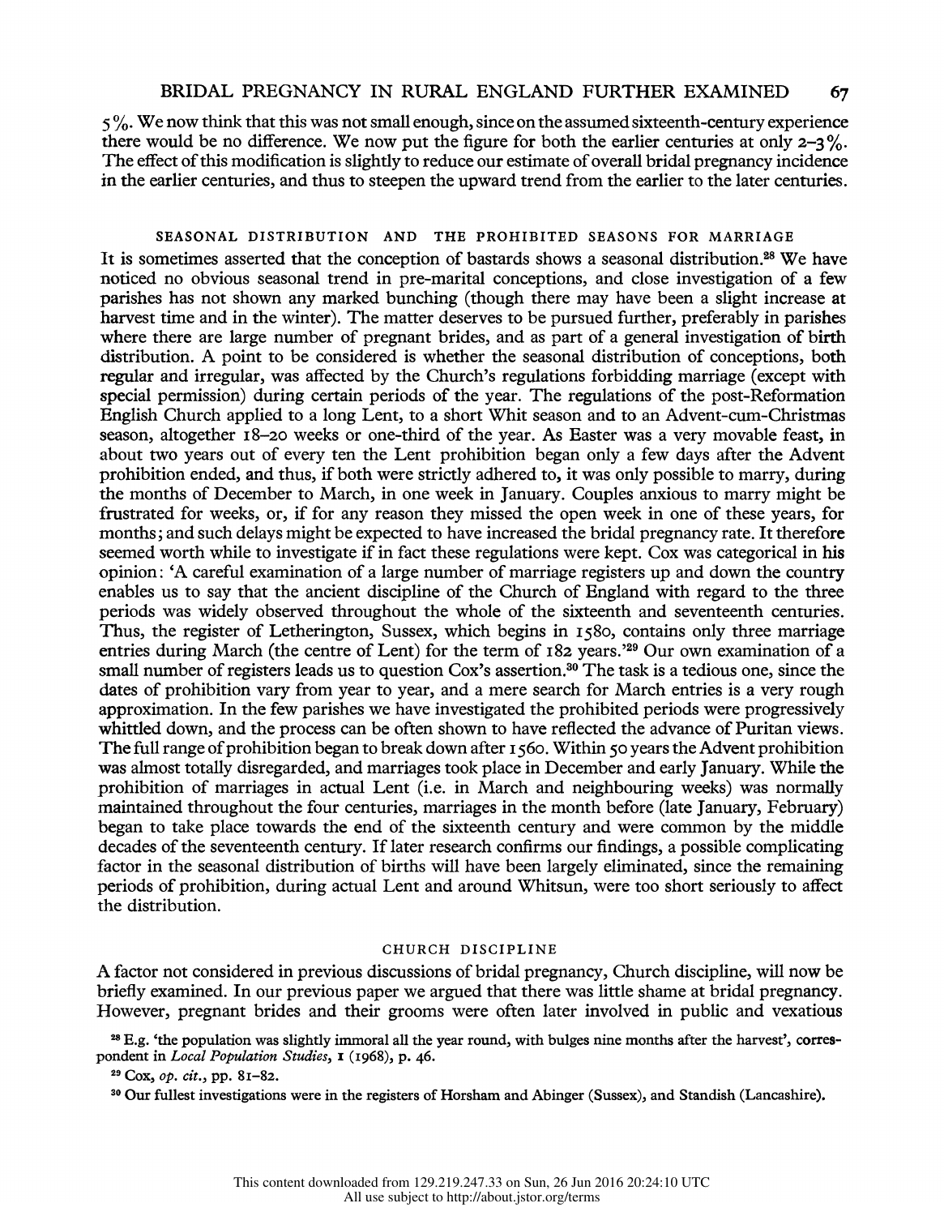5%. We now think that this was not small enough, since on the assumed sixteenth-century experience there would be no difference. We now put the figure for both the earlier centuries at only 2–3%. The effect of this modification is slightly to reduce our estimate of overall bridal pregnancy incidence in the earlier centuries, and thus to steepen the upward trend from the earlier to the later centuries.

### SEASONAL DISTRIBUTION AND THE PROHIBITED SEASONS FOR MARRIAGE

It is sometimes asserted that the conception of bastards shows a seasonal distribution.[28] We have noticed no obvious seasonal trend in pre-marital conceptions, and close investigation of a few parishes has not shown any marked bunching (though there may have been a slight increase at harvest time and in the winter). The matter deserves to be pursued further, preferably in parishes where there are large number of pregnant brides, and as part of a general investigation of birth distribution. A point to be considered is whether the seasonal distribution of conceptions, both regular and irregular, was affected by the Church's regulations forbidding marriage (except with special permission) during certain periods of the year. The regulations of the post-Reformation English Church applied to a long Lent, to a short Whit season and to an Advent-cum-Christmas season, altogether 18–20 weeks or one-third of the year. As Easter was a very movable feast, in about two years out of every ten the Lent prohibition began only a few days after the Advent prohibition ended, and thus, if both were strictly adhered to, it was only possible to marry, during the months of December to March, in one week in January. Couples anxious to marry might be frustrated for weeks, or, if for any reason they missed the open week in one of these years, for months; and such delays might be expected to have increased the bridal pregnancy rate. It therefore seemed worth while to investigate if in fact these regulations were kept. Cox was categorical in his opinion: 'A careful examination of a large number of marriage registers up and down the country enables us to say that the ancient discipline of the Church of England with regard to the three periods was widely observed throughout the whole of the sixteenth and seventeenth centuries. Thus, the register of Letherington, Sussex, which begins in 1580, contains only three marriage entries during March (the centre of Lent) for the term of 182 years.'[29] Our own examination of a small number of registers leads us to question Cox's assertion.[30] The task is a tedious one, since the dates of prohibition vary from year to year, and a mere search for March entries is a very rough approximation. In the few parishes we have investigated the prohibited periods were progressively whittled down, and the process can be often shown to have reflected the advance of Puritan views. The full range of prohibition began to break down after 1560. Within 50 years the Advent prohibition was almost totally disregarded, and marriages took place in December and early January. While the prohibition of marriages in actual Lent (i.e. in March and neighbouring weeks) was normally maintained throughout the four centuries, marriages in the month before (late January, February) began to take place towards the end of the sixteenth century and were common by the middle decades of the seventeenth century. If later research confirms our findings, a possible complicating factor in the seasonal distribution of births will have been largely eliminated, since the remaining periods of prohibition, during actual Lent and around Whitsun, were too short seriously to affect the distribution.

### CHURCH DISCIPLINE

A factor not considered in previous discussions of bridal pregnancy, Church discipline, will now be briefly examined. In our previous paper we argued that there was little shame at bridal pregnancy. However, pregnant brides and their grooms were often later involved in public and vexatious

[28] E.g. 'the population was slightly immoral all the year round, with bulges nine months after the harvest', correspondent in *Local Population Studies*, I (1968), p. 46.

[29] Cox, *op. cit.*, pp. 81–82.

[30] Our fullest investigations were in the registers of Horsham and Abinger (Sussex), and Standish (Lancashire).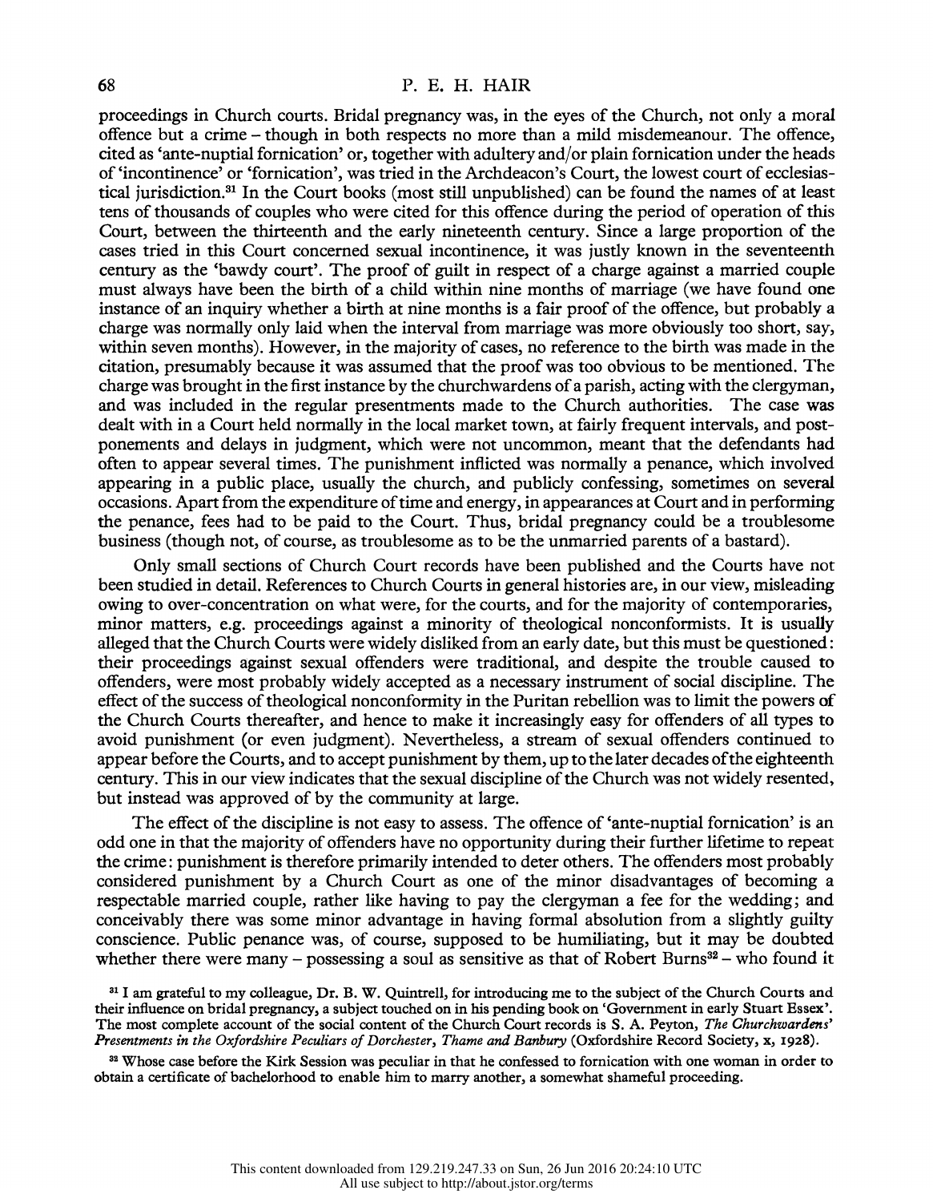proceedings in Church courts. Bridal pregnancy was, in the eyes of the Church, not only a moral offence but a crime – though in both respects no more than a mild misdemeanour. The offence, cited as 'ante-nuptial fornication' or, together with adultery and/or plain fornication under the heads of 'incontinence' or 'fornication', was tried in the Archdeacon's Court, the lowest court of ecclesiastical jurisdiction.[31] In the Court books (most still unpublished) can be found the names of at least tens of thousands of couples who were cited for this offence during the period of operation of this Court, between the thirteenth and the early nineteenth century. Since a large proportion of the cases tried in this Court concerned sexual incontinence, it was justly known in the seventeenth century as the 'bawdy court'. The proof of guilt in respect of a charge against a married couple must always have been the birth of a child within nine months of marriage (we have found one instance of an inquiry whether a birth at nine months is a fair proof of the offence, but probably a charge was normally only laid when the interval from marriage was more obviously too short, say, within seven months). However, in the majority of cases, no reference to the birth was made in the citation, presumably because it was assumed that the proof was too obvious to be mentioned. The charge was brought in the first instance by the churchwardens of a parish, acting with the clergyman, and was included in the regular presentments made to the Church authorities. The case was dealt with in a Court held normally in the local market town, at fairly frequent intervals, and postponements and delays in judgment, which were not uncommon, meant that the defendants had often to appear several times. The punishment inflicted was normally a penance, which involved appearing in a public place, usually the church, and publicly confessing, sometimes on several occasions. Apart from the expenditure of time and energy, in appearances at Court and in performing the penance, fees had to be paid to the Court. Thus, bridal pregnancy could be a troublesome business (though not, of course, as troublesome as to be the unmarried parents of a bastard).

Only small sections of Church Court records have been published and the Courts have not been studied in detail. References to Church Courts in general histories are, in our view, misleading owing to over-concentration on what were, for the courts, and for the majority of contemporaries, minor matters, e.g. proceedings against a minority of theological nonconformists. It is usually alleged that the Church Courts were widely disliked from an early date, but this must be questioned: their proceedings against sexual offenders were traditional, and despite the trouble caused to offenders, were most probably widely accepted as a necessary instrument of social discipline. The effect of the success of theological nonconformity in the Puritan rebellion was to limit the powers of the Church Courts thereafter, and hence to make it increasingly easy for offenders of all types to avoid punishment (or even judgment). Nevertheless, a stream of sexual offenders continued to appear before the Courts, and to accept punishment by them, up to the later decades of the eighteenth century. This in our view indicates that the sexual discipline of the Church was not widely resented, but instead was approved of by the community at large.

The effect of the discipline is not easy to assess. The offence of 'ante-nuptial fornication' is an odd one in that the majority of offenders have no opportunity during their further lifetime to repeat the crime: punishment is therefore primarily intended to deter others. The offenders most probably considered punishment by a Church Court as one of the minor disadvantages of becoming a respectable married couple, rather like having to pay the clergyman a fee for the wedding; and conceivably there was some minor advantage in having formal absolution from a slightly guilty conscience. Public penance was, of course, supposed to be humiliating, but it may be doubted whether there were many – possessing a soul as sensitive as that of Robert Burns[32] – who found it

[31] I am grateful to my colleague, Dr. B. W. Quintrell, for introducing me to the subject of the Church Courts and their influence on bridal pregnancy, a subject touched on in his pending book on 'Government in early Stuart Essex'. The most complete account of the social content of the Church Court records is S. A. Peyton, *The Churchwardens' Presentments in the Oxfordshire Peculiars of Dorchester, Thame and Banbury* (Oxfordshire Record Society, x, 1928).

[32] Whose case before the Kirk Session was peculiar in that he confessed to fornication with one woman in order to obtain a certificate of bachelorhood to enable him to marry another, a somewhat shameful proceeding.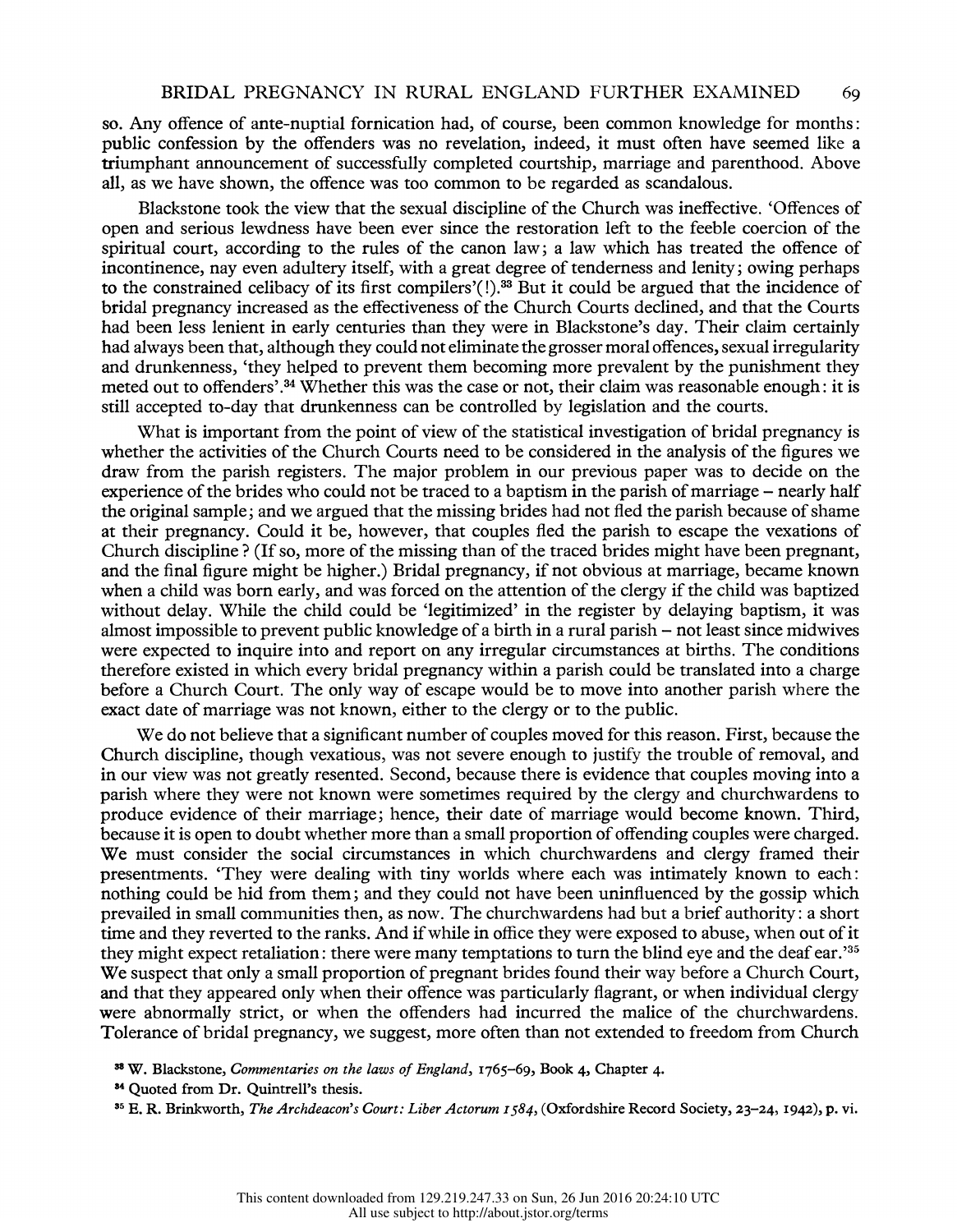so. Any offence of ante-nuptial fornication had, of course, been common knowledge for months: public confession by the offenders was no revelation, indeed, it must often have seemed like a triumphant announcement of successfully completed courtship, marriage and parenthood. Above all, as we have shown, the offence was too common to be regarded as scandalous.

Blackstone took the view that the sexual discipline of the Church was ineffective. 'Offences of open and serious lewdness have been ever since the restoration left to the feeble coercion of the spiritual court, according to the rules of the canon law; a law which has treated the offence of incontinence, nay even adultery itself, with a great degree of tenderness and lenity; owing perhaps to the constrained celibacy of its first compilers'(!).[33] But it could be argued that the incidence of bridal pregnancy increased as the effectiveness of the Church Courts declined, and that the Courts had been less lenient in early centuries than they were in Blackstone's day. Their claim certainly had always been that, although they could not eliminate the grosser moral offences, sexual irregularity and drunkenness, 'they helped to prevent them becoming more prevalent by the punishment they meted out to offenders'.[34] Whether this was the case or not, their claim was reasonable enough: it is still accepted to-day that drunkenness can be controlled by legislation and the courts.

What is important from the point of view of the statistical investigation of bridal pregnancy is whether the activities of the Church Courts need to be considered in the analysis of the figures we draw from the parish registers. The major problem in our previous paper was to decide on the experience of the brides who could not be traced to a baptism in the parish of marriage – nearly half the original sample; and we argued that the missing brides had not fled the parish because of shame at their pregnancy. Could it be, however, that couples fled the parish to escape the vexations of Church discipline? (If so, more of the missing than of the traced brides might have been pregnant, and the final figure might be higher.) Bridal pregnancy, if not obvious at marriage, became known when a child was born early, and was forced on the attention of the clergy if the child was baptized without delay. While the child could be 'legitimized' in the register by delaying baptism, it was almost impossible to prevent public knowledge of a birth in a rural parish – not least since midwives were expected to inquire into and report on any irregular circumstances at births. The conditions therefore existed in which every bridal pregnancy within a parish could be translated into a charge before a Church Court. The only way of escape would be to move into another parish where the exact date of marriage was not known, either to the clergy or to the public.

We do not believe that a significant number of couples moved for this reason. First, because the Church discipline, though vexatious, was not severe enough to justify the trouble of removal, and in our view was not greatly resented. Second, because there is evidence that couples moving into a parish where they were not known were sometimes required by the clergy and churchwardens to produce evidence of their marriage; hence, their date of marriage would become known. Third, because it is open to doubt whether more than a small proportion of offending couples were charged. We must consider the social circumstances in which churchwardens and clergy framed their presentments. 'They were dealing with tiny worlds where each was intimately known to each: nothing could be hid from them; and they could not have been uninfluenced by the gossip which prevailed in small communities then, as now. The churchwardens had but a brief authority: a short time and they reverted to the ranks. And if while in office they were exposed to abuse, when out of it they might expect retaliation: there were many temptations to turn the blind eye and the deaf ear.'[35] We suspect that only a small proportion of pregnant brides found their way before a Church Court, and that they appeared only when their offence was particularly flagrant, or when individual clergy were abnormally strict, or when the offenders had incurred the malice of the churchwardens. Tolerance of bridal pregnancy, we suggest, more often than not extended to freedom from Church

[33] W. Blackstone, *Commentaries on the laws of England*, 1765–69, Book 4, Chapter 4.

[34] Quoted from Dr. Quintrell's thesis.

[35] E. R. Brinkworth, *The Archdeacon's Court: Liber Actorum 1584*, (Oxfordshire Record Society, 23–24, 1942), p. vi.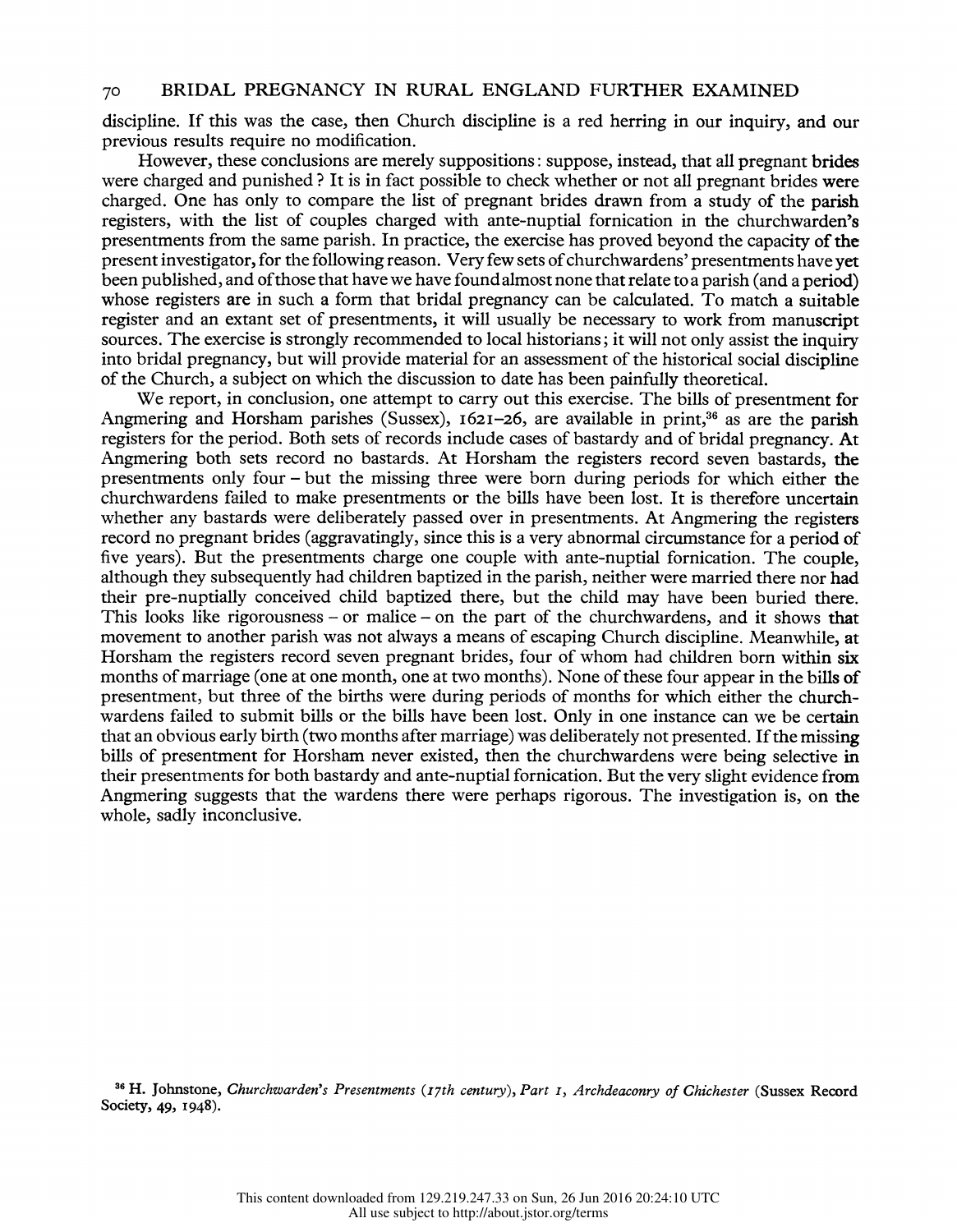discipline. If this was the case, then Church discipline is a red herring in our inquiry, and our previous results require no modification.

However, these conclusions are merely suppositions: suppose, instead, that all pregnant brides were charged and punished? It is in fact possible to check whether or not all pregnant brides were charged. One has only to compare the list of pregnant brides drawn from a study of the parish registers, with the list of couples charged with ante-nuptial fornication in the churchwarden's presentments from the same parish. In practice, the exercise has proved beyond the capacity of the present investigator, for the following reason. Very few sets of churchwardens' presentments have yet been published, and of those that have we have found almost none that relate to a parish (and a period) whose registers are in such a form that bridal pregnancy can be calculated. To match a suitable register and an extant set of presentments, it will usually be necessary to work from manuscript sources. The exercise is strongly recommended to local historians; it will not only assist the inquiry into bridal pregnancy, but will provide material for an assessment of the historical social discipline of the Church, a subject on which the discussion to date has been painfully theoretical.

We report, in conclusion, one attempt to carry out this exercise. The bills of presentment for Angmering and Horsham parishes (Sussex), 1621–26, are available in print,[36] as are the parish registers for the period. Both sets of records include cases of bastardy and of bridal pregnancy. At Angmering both sets record no bastards. At Horsham the registers record seven bastards, the presentments only four – but the missing three were born during periods for which either the churchwardens failed to make presentments or the bills have been lost. It is therefore uncertain whether any bastards were deliberately passed over in presentments. At Angmering the registers record no pregnant brides (aggravatingly, since this is a very abnormal circumstance for a period of five years). But the presentments charge one couple with ante-nuptial fornication. The couple, although they subsequently had children baptized in the parish, neither were married there nor had their pre-nuptially conceived child baptized there, but the child may have been buried there. This looks like rigorousness – or malice – on the part of the churchwardens, and it shows that movement to another parish was not always a means of escaping Church discipline. Meanwhile, at Horsham the registers record seven pregnant brides, four of whom had children born within six months of marriage (one at one month, one at two months). None of these four appear in the bills of presentment, but three of the births were during periods of months for which either the churchwardens failed to submit bills or the bills have been lost. Only in one instance can we be certain that an obvious early birth (two months after marriage) was deliberately not presented. If the missing bills of presentment for Horsham never existed, then the churchwardens were being selective in their presentments for both bastardy and ante-nuptial fornication. But the very slight evidence from Angmering suggests that the wardens there were perhaps rigorous. The investigation is, on the whole, sadly inconclusive.

[36] H. Johnstone, *Churchwarden's Presentments (17th century), Part 1, Archdeaconry of Chichester* (Sussex Record Society, 49, 1948).